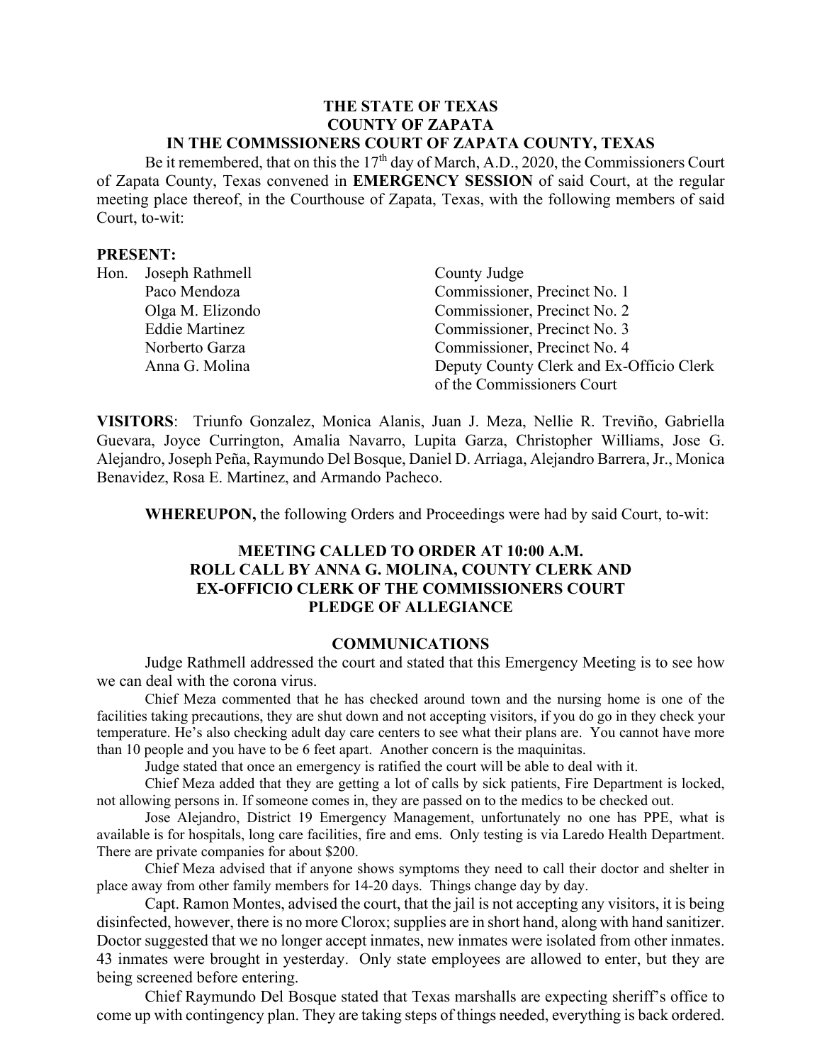**THE STATE OF TEXAS**
**COUNTY OF ZAPATA**
**IN THE COMMSSIONERS COURT OF ZAPATA COUNTY, TEXAS**

Be it remembered, that on this the 17th day of March, A.D., 2020, the Commissioners Court of Zapata County, Texas convened in **EMERGENCY SESSION** of said Court, at the regular meeting place thereof, in the Courthouse of Zapata, Texas, with the following members of said Court, to-wit:

**PRESENT:**

| | | |
|---|---|---|
| Hon. | Joseph Rathmell | County Judge |
| | Paco Mendoza | Commissioner, Precinct No. 1 |
| | Olga M. Elizondo | Commissioner, Precinct No. 2 |
| | Eddie Martinez | Commissioner, Precinct No. 3 |
| | Norberto Garza | Commissioner, Precinct No. 4 |
| | Anna G. Molina | Deputy County Clerk and Ex-Officio Clerk of the Commissioners Court |

**VISITORS**: Triunfo Gonzalez, Monica Alanis, Juan J. Meza, Nellie R. Treviño, Gabriella Guevara, Joyce Currington, Amalia Navarro, Lupita Garza, Christopher Williams, Jose G. Alejandro, Joseph Peña, Raymundo Del Bosque, Daniel D. Arriaga, Alejandro Barrera, Jr., Monica Benavidez, Rosa E. Martinez, and Armando Pacheco.

**WHEREUPON,** the following Orders and Proceedings were had by said Court, to-wit:

**MEETING CALLED TO ORDER AT 10:00 A.M.**
**ROLL CALL BY ANNA G. MOLINA, COUNTY CLERK AND EX-OFFICIO CLERK OF THE COMMISSIONERS COURT**
**PLEDGE OF ALLEGIANCE**

**COMMUNICATIONS**

Judge Rathmell addressed the court and stated that this Emergency Meeting is to see how we can deal with the corona virus.

Chief Meza commented that he has checked around town and the nursing home is one of the facilities taking precautions, they are shut down and not accepting visitors, if you do go in they check your temperature. He's also checking adult day care centers to see what their plans are. You cannot have more than 10 people and you have to be 6 feet apart. Another concern is the maquinitas.

Judge stated that once an emergency is ratified the court will be able to deal with it.

Chief Meza added that they are getting a lot of calls by sick patients, Fire Department is locked, not allowing persons in. If someone comes in, they are passed on to the medics to be checked out.

Jose Alejandro, District 19 Emergency Management, unfortunately no one has PPE, what is available is for hospitals, long care facilities, fire and ems. Only testing is via Laredo Health Department. There are private companies for about $200.

Chief Meza advised that if anyone shows symptoms they need to call their doctor and shelter in place away from other family members for 14-20 days. Things change day by day.

Capt. Ramon Montes, advised the court, that the jail is not accepting any visitors, it is being disinfected, however, there is no more Clorox; supplies are in short hand, along with hand sanitizer. Doctor suggested that we no longer accept inmates, new inmates were isolated from other inmates. 43 inmates were brought in yesterday. Only state employees are allowed to enter, but they are being screened before entering.

Chief Raymundo Del Bosque stated that Texas marshalls are expecting sheriff's office to come up with contingency plan. They are taking steps of things needed, everything is back ordered.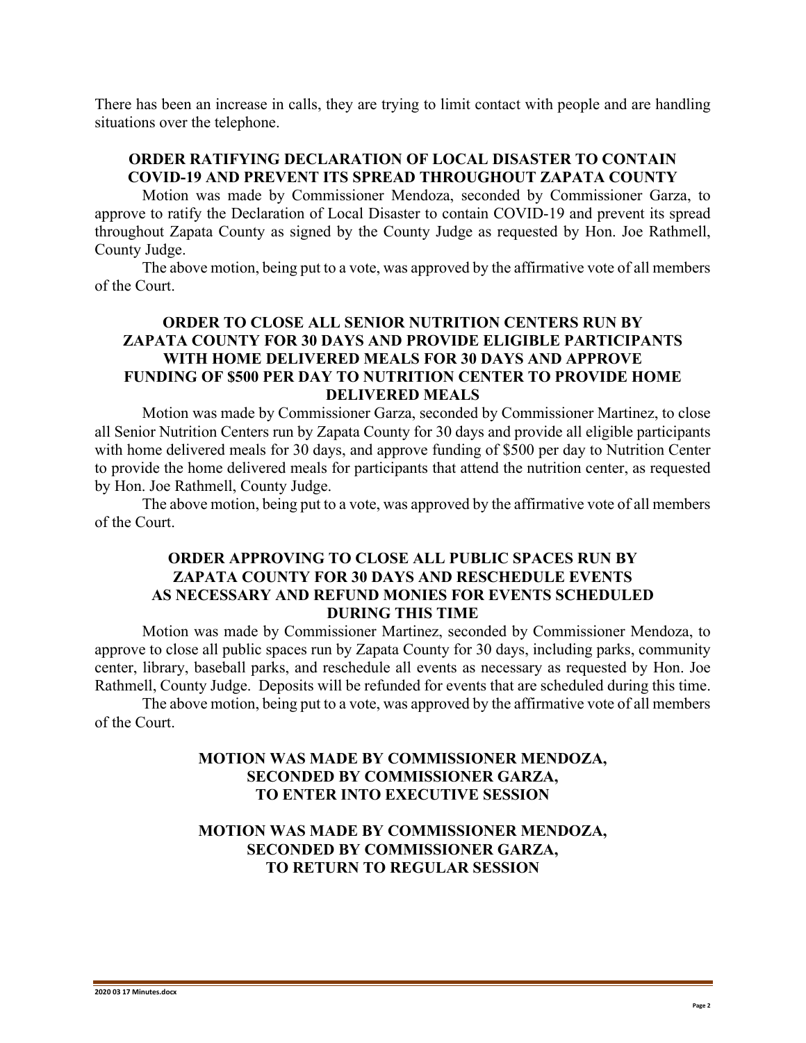There has been an increase in calls, they are trying to limit contact with people and are handling situations over the telephone.

**ORDER RATIFYING DECLARATION OF LOCAL DISASTER TO CONTAIN COVID-19 AND PREVENT ITS SPREAD THROUGHOUT ZAPATA COUNTY**

Motion was made by Commissioner Mendoza, seconded by Commissioner Garza, to approve to ratify the Declaration of Local Disaster to contain COVID-19 and prevent its spread throughout Zapata County as signed by the County Judge as requested by Hon. Joe Rathmell, County Judge.

The above motion, being put to a vote, was approved by the affirmative vote of all members of the Court.

**ORDER TO CLOSE ALL SENIOR NUTRITION CENTERS RUN BY ZAPATA COUNTY FOR 30 DAYS AND PROVIDE ELIGIBLE PARTICIPANTS WITH HOME DELIVERED MEALS FOR 30 DAYS AND APPROVE FUNDING OF $500 PER DAY TO NUTRITION CENTER TO PROVIDE HOME DELIVERED MEALS**

Motion was made by Commissioner Garza, seconded by Commissioner Martinez, to close all Senior Nutrition Centers run by Zapata County for 30 days and provide all eligible participants with home delivered meals for 30 days, and approve funding of $500 per day to Nutrition Center to provide the home delivered meals for participants that attend the nutrition center, as requested by Hon. Joe Rathmell, County Judge.

The above motion, being put to a vote, was approved by the affirmative vote of all members of the Court.

**ORDER APPROVING TO CLOSE ALL PUBLIC SPACES RUN BY ZAPATA COUNTY FOR 30 DAYS AND RESCHEDULE EVENTS AS NECESSARY AND REFUND MONIES FOR EVENTS SCHEDULED DURING THIS TIME**

Motion was made by Commissioner Martinez, seconded by Commissioner Mendoza, to approve to close all public spaces run by Zapata County for 30 days, including parks, community center, library, baseball parks, and reschedule all events as necessary as requested by Hon. Joe Rathmell, County Judge. Deposits will be refunded for events that are scheduled during this time.

The above motion, being put to a vote, was approved by the affirmative vote of all members of the Court.

**MOTION WAS MADE BY COMMISSIONER MENDOZA, SECONDED BY COMMISSIONER GARZA, TO ENTER INTO EXECUTIVE SESSION**

**MOTION WAS MADE BY COMMISSIONER MENDOZA, SECONDED BY COMMISSIONER GARZA, TO RETURN TO REGULAR SESSION**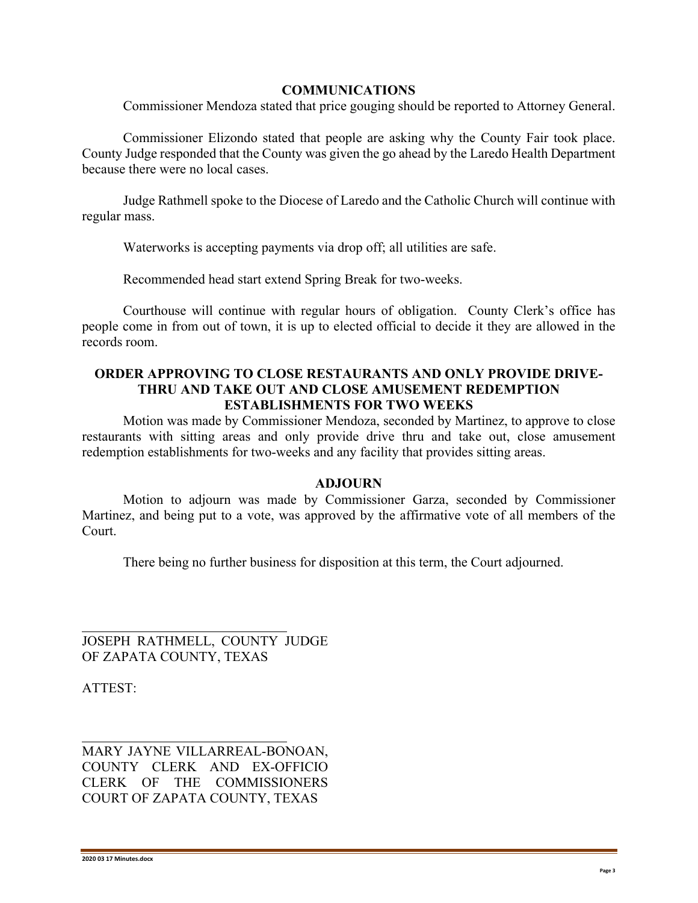## COMMUNICATIONS

Commissioner Mendoza stated that price gouging should be reported to Attorney General.

Commissioner Elizondo stated that people are asking why the County Fair took place. County Judge responded that the County was given the go ahead by the Laredo Health Department because there were no local cases.

Judge Rathmell spoke to the Diocese of Laredo and the Catholic Church will continue with regular mass.

Waterworks is accepting payments via drop off; all utilities are safe.

Recommended head start extend Spring Break for two-weeks.

Courthouse will continue with regular hours of obligation. County Clerk's office has people come in from out of town, it is up to elected official to decide it they are allowed in the records room.

## ORDER APPROVING TO CLOSE RESTAURANTS AND ONLY PROVIDE DRIVE-THRU AND TAKE OUT AND CLOSE AMUSEMENT REDEMPTION ESTABLISHMENTS FOR TWO WEEKS

Motion was made by Commissioner Mendoza, seconded by Martinez, to approve to close restaurants with sitting areas and only provide drive thru and take out, close amusement redemption establishments for two-weeks and any facility that provides sitting areas.

## ADJOURN

Motion to adjourn was made by Commissioner Garza, seconded by Commissioner Martinez, and being put to a vote, was approved by the affirmative vote of all members of the Court.

There being no further business for disposition at this term, the Court adjourned.

\_\_\_\_\_\_\_\_\_\_\_\_\_\_\_\_\_\_\_\_\_\_\_\_\_\_\_\_\_\_

JOSEPH RATHMELL, COUNTY JUDGE
OF ZAPATA COUNTY, TEXAS

ATTEST:

\_\_\_\_\_\_\_\_\_\_\_\_\_\_\_\_\_\_\_\_\_\_\_\_\_\_\_\_\_\_

MARY JAYNE VILLARREAL-BONOAN,
COUNTY CLERK AND EX-OFFICIO
CLERK OF THE COMMISSIONERS
COURT OF ZAPATA COUNTY, TEXAS